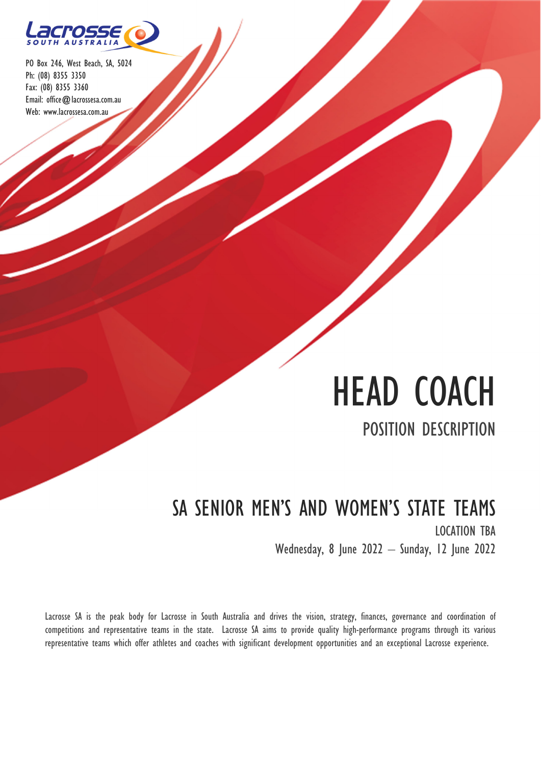Lacrosse SOUTH AUSTRALIA

PO Box 246, West Beach, SA, 5024
Ph: (08) 8355 3350
Fax: (08) 8355 3360
Email: office@lacrossesa.com.au
Web: www.lacrossesa.com.au

# HEAD COACH

## POSITION DESCRIPTION

## SA SENIOR MEN'S AND WOMEN'S STATE TEAMS

LOCATION TBA

Wednesday, 8 June 2022 – Sunday, 12 June 2022

Lacrosse SA is the peak body for Lacrosse in South Australia and drives the vision, strategy, finances, governance and coordination of competitions and representative teams in the state. Lacrosse SA aims to provide quality high-performance programs through its various representative teams which offer athletes and coaches with significant development opportunities and an exceptional Lacrosse experience.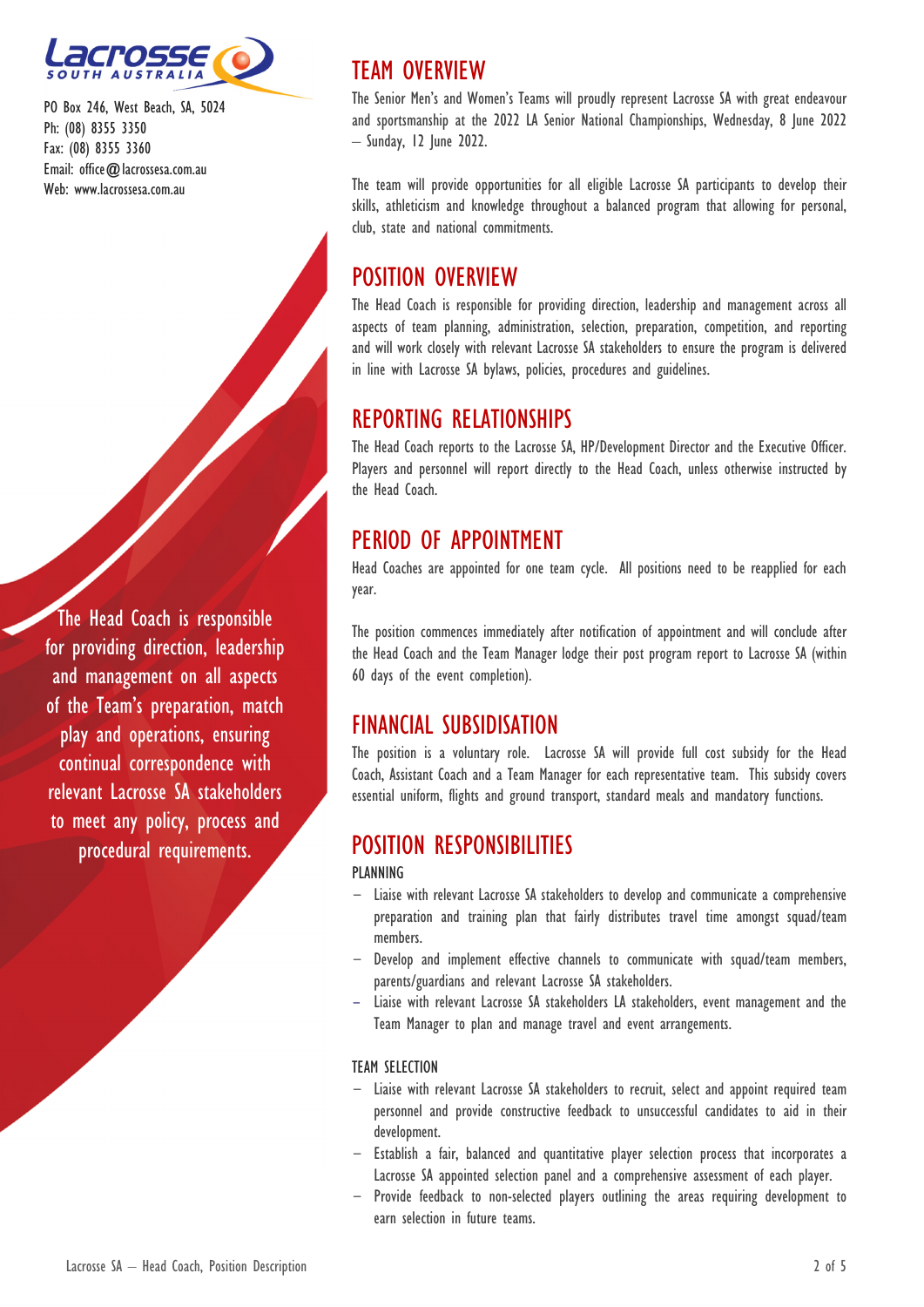PO Box 246, West Beach, SA, 5024
Ph: (08) 8355 3350
Fax: (08) 8355 3360
Email: office@lacrossesa.com.au
Web: www.lacrossesa.com.au

The Head Coach is responsible for providing direction, leadership and management on all aspects of the Team's preparation, match play and operations, ensuring continual correspondence with relevant Lacrosse SA stakeholders to meet any policy, process and procedural requirements.

## TEAM OVERVIEW

The Senior Men's and Women's Teams will proudly represent Lacrosse SA with great endeavour and sportsmanship at the 2022 LA Senior National Championships, Wednesday, 8 June 2022 – Sunday, 12 June 2022.

The team will provide opportunities for all eligible Lacrosse SA participants to develop their skills, athleticism and knowledge throughout a balanced program that allowing for personal, club, state and national commitments.

## POSITION OVERVIEW

The Head Coach is responsible for providing direction, leadership and management across all aspects of team planning, administration, selection, preparation, competition, and reporting and will work closely with relevant Lacrosse SA stakeholders to ensure the program is delivered in line with Lacrosse SA bylaws, policies, procedures and guidelines.

## REPORTING RELATIONSHIPS

The Head Coach reports to the Lacrosse SA, HP/Development Director and the Executive Officer. Players and personnel will report directly to the Head Coach, unless otherwise instructed by the Head Coach.

## PERIOD OF APPOINTMENT

Head Coaches are appointed for one team cycle. All positions need to be reapplied for each year.

The position commences immediately after notification of appointment and will conclude after the Head Coach and the Team Manager lodge their post program report to Lacrosse SA (within 60 days of the event completion).

## FINANCIAL SUBSIDISATION

The position is a voluntary role. Lacrosse SA will provide full cost subsidy for the Head Coach, Assistant Coach and a Team Manager for each representative team. This subsidy covers essential uniform, flights and ground transport, standard meals and mandatory functions.

## POSITION RESPONSIBILITIES

### PLANNING

- Liaise with relevant Lacrosse SA stakeholders to develop and communicate a comprehensive preparation and training plan that fairly distributes travel time amongst squad/team members.
- Develop and implement effective channels to communicate with squad/team members, parents/guardians and relevant Lacrosse SA stakeholders.
- Liaise with relevant Lacrosse SA stakeholders LA stakeholders, event management and the Team Manager to plan and manage travel and event arrangements.

### TEAM SELECTION

- Liaise with relevant Lacrosse SA stakeholders to recruit, select and appoint required team personnel and provide constructive feedback to unsuccessful candidates to aid in their development.
- Establish a fair, balanced and quantitative player selection process that incorporates a Lacrosse SA appointed selection panel and a comprehensive assessment of each player.
- Provide feedback to non-selected players outlining the areas requiring development to earn selection in future teams.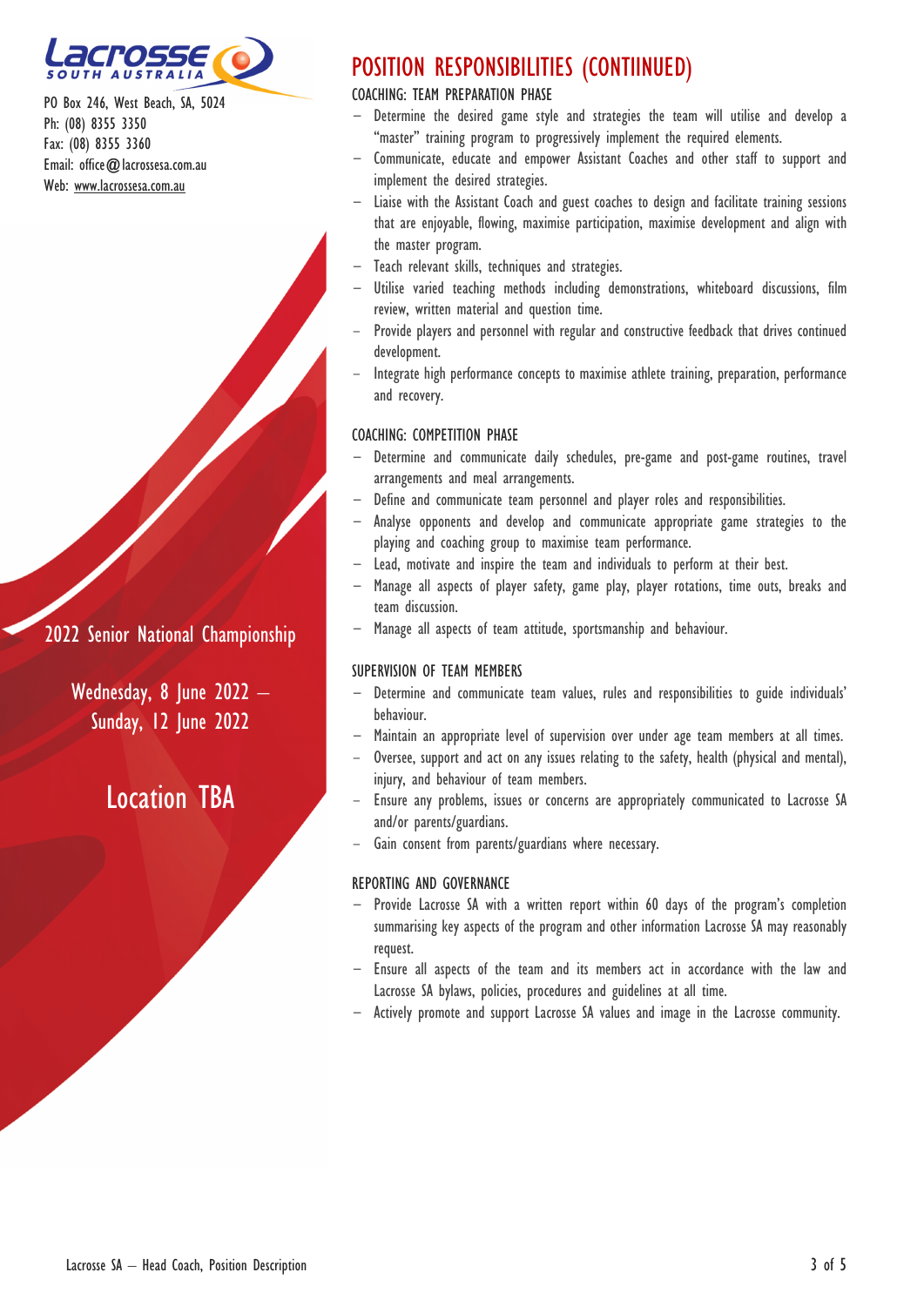PO Box 246, West Beach, SA, 5024
Ph: (08) 8355 3350
Fax: (08) 8355 3360
Email: office@lacrossesa.com.au
Web: www.lacrossesa.com.au

2022 Senior National Championship

Wednesday, 8 June 2022 – Sunday, 12 June 2022

Location TBA

# POSITION RESPONSIBILITIES (CONTIINUED)

## COACHING: TEAM PREPARATION PHASE

- Determine the desired game style and strategies the team will utilise and develop a "master" training program to progressively implement the required elements.
- Communicate, educate and empower Assistant Coaches and other staff to support and implement the desired strategies.
- Liaise with the Assistant Coach and guest coaches to design and facilitate training sessions that are enjoyable, flowing, maximise participation, maximise development and align with the master program.
- Teach relevant skills, techniques and strategies.
- Utilise varied teaching methods including demonstrations, whiteboard discussions, film review, written material and question time.
- Provide players and personnel with regular and constructive feedback that drives continued development.
- Integrate high performance concepts to maximise athlete training, preparation, performance and recovery.

## COACHING: COMPETITION PHASE

- Determine and communicate daily schedules, pre-game and post-game routines, travel arrangements and meal arrangements.
- Define and communicate team personnel and player roles and responsibilities.
- Analyse opponents and develop and communicate appropriate game strategies to the playing and coaching group to maximise team performance.
- Lead, motivate and inspire the team and individuals to perform at their best.
- Manage all aspects of player safety, game play, player rotations, time outs, breaks and team discussion.
- Manage all aspects of team attitude, sportsmanship and behaviour.

## SUPERVISION OF TEAM MEMBERS

- Determine and communicate team values, rules and responsibilities to guide individuals' behaviour.
- Maintain an appropriate level of supervision over under age team members at all times.
- Oversee, support and act on any issues relating to the safety, health (physical and mental), injury, and behaviour of team members.
- Ensure any problems, issues or concerns are appropriately communicated to Lacrosse SA and/or parents/guardians.
- Gain consent from parents/guardians where necessary.

## REPORTING AND GOVERNANCE

- Provide Lacrosse SA with a written report within 60 days of the program's completion summarising key aspects of the program and other information Lacrosse SA may reasonably request.
- Ensure all aspects of the team and its members act in accordance with the law and Lacrosse SA bylaws, policies, procedures and guidelines at all time.
- Actively promote and support Lacrosse SA values and image in the Lacrosse community.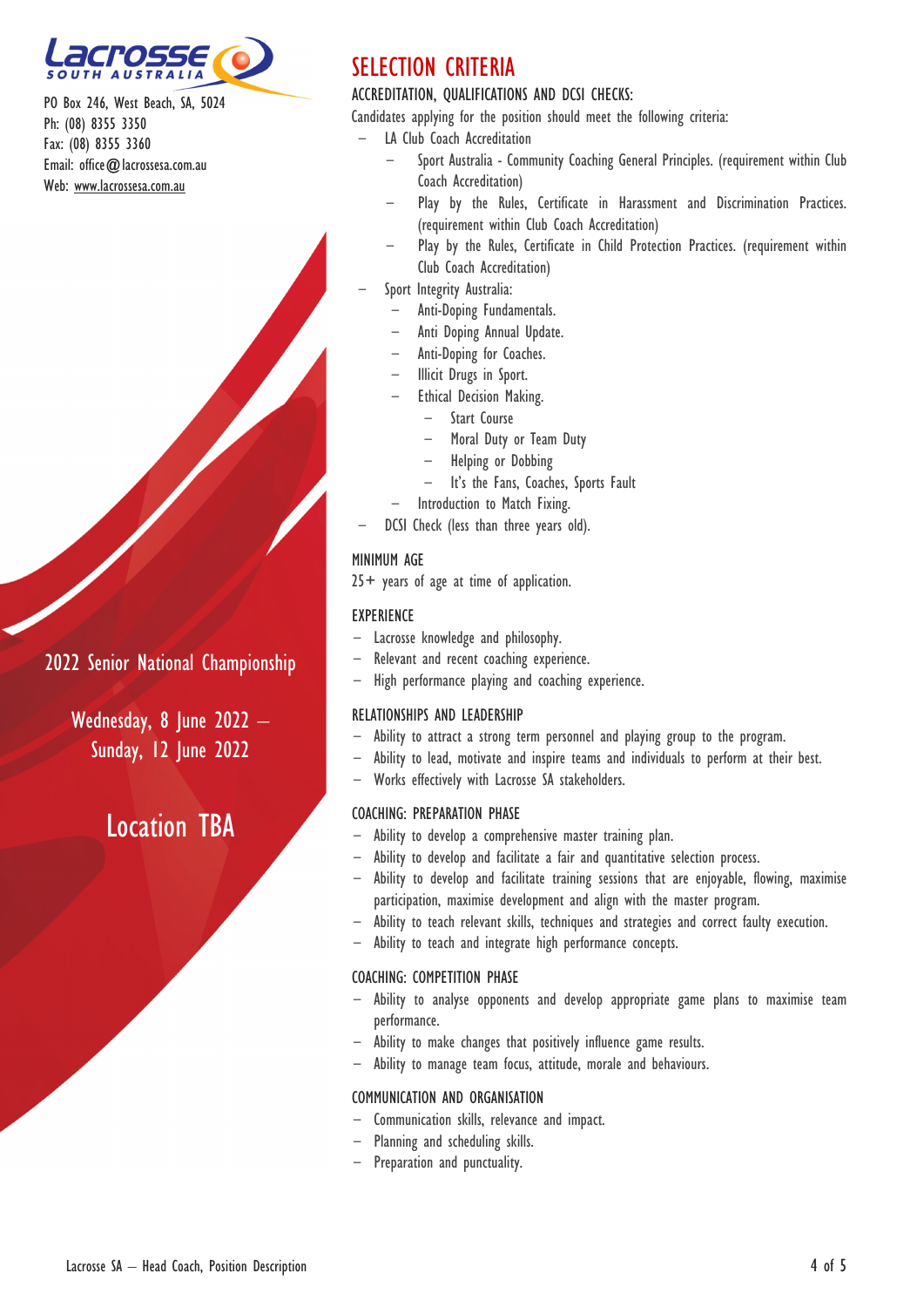PO Box 246, West Beach, SA, 5024
Ph: (08) 8355 3350
Fax: (08) 8355 3360
Email: office@lacrossesa.com.au
Web: www.lacrossesa.com.au

2022 Senior National Championship

Wednesday, 8 June 2022 – Sunday, 12 June 2022

Location TBA

# SELECTION CRITERIA

## ACCREDITATION, QUALIFICATIONS AND DCSI CHECKS:

Candidates applying for the position should meet the following criteria:

- LA Club Coach Accreditation
  - Sport Australia - Community Coaching General Principles. (requirement within Club Coach Accreditation)
  - Play by the Rules, Certificate in Harassment and Discrimination Practices. (requirement within Club Coach Accreditation)
  - Play by the Rules, Certificate in Child Protection Practices. (requirement within Club Coach Accreditation)
- Sport Integrity Australia:
  - Anti-Doping Fundamentals.
  - Anti Doping Annual Update.
  - Anti-Doping for Coaches.
  - Illicit Drugs in Sport.
  - Ethical Decision Making.
    - Start Course
    - Moral Duty or Team Duty
    - Helping or Dobbing
    - It's the Fans, Coaches, Sports Fault
  - Introduction to Match Fixing.
- DCSI Check (less than three years old).

## MINIMUM AGE

25+ years of age at time of application.

## EXPERIENCE

- Lacrosse knowledge and philosophy.
- Relevant and recent coaching experience.
- High performance playing and coaching experience.

## RELATIONSHIPS AND LEADERSHIP

- Ability to attract a strong term personnel and playing group to the program.
- Ability to lead, motivate and inspire teams and individuals to perform at their best.
- Works effectively with Lacrosse SA stakeholders.

## COACHING: PREPARATION PHASE

- Ability to develop a comprehensive master training plan.
- Ability to develop and facilitate a fair and quantitative selection process.
- Ability to develop and facilitate training sessions that are enjoyable, flowing, maximise participation, maximise development and align with the master program.
- Ability to teach relevant skills, techniques and strategies and correct faulty execution.
- Ability to teach and integrate high performance concepts.

## COACHING: COMPETITION PHASE

- Ability to analyse opponents and develop appropriate game plans to maximise team performance.
- Ability to make changes that positively influence game results.
- Ability to manage team focus, attitude, morale and behaviours.

## COMMUNICATION AND ORGANISATION

- Communication skills, relevance and impact.
- Planning and scheduling skills.
- Preparation and punctuality.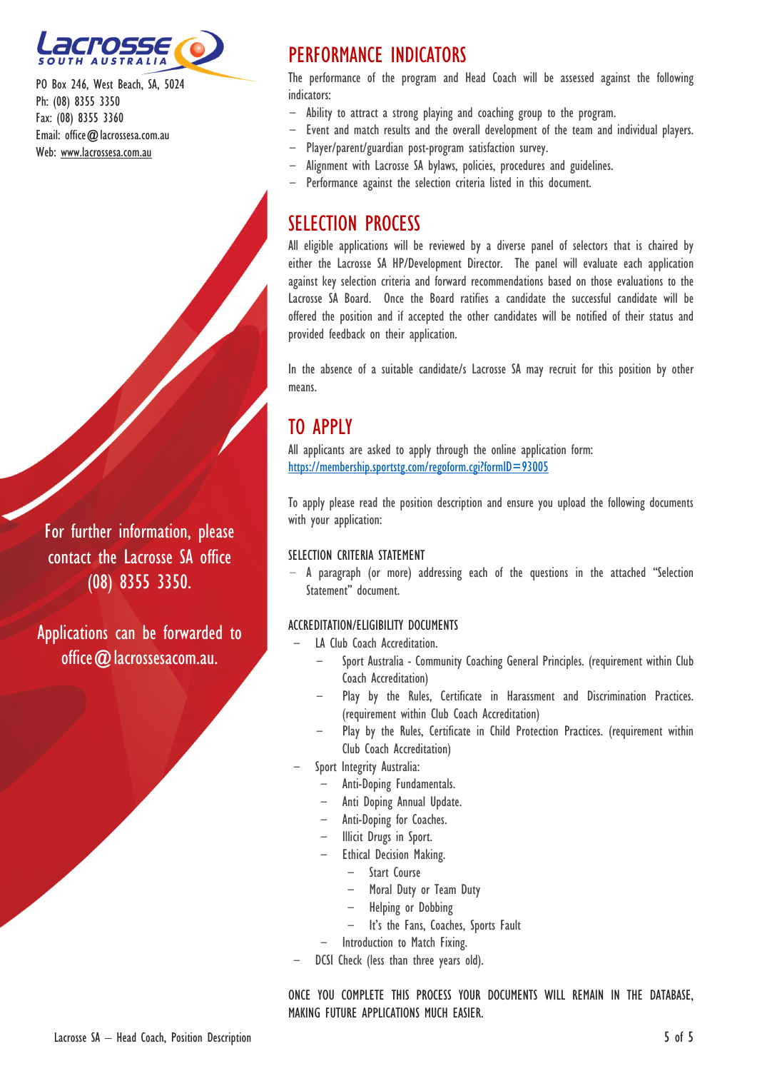PO Box 246, West Beach, SA, 5024
Ph: (08) 8355 3350
Fax: (08) 8355 3360
Email: office@lacrossesa.com.au
Web: www.lacrossesa.com.au

For further information, please contact the Lacrosse SA office (08) 8355 3350.

Applications can be forwarded to office@lacrossesacom.au.

## PERFORMANCE INDICATORS

The performance of the program and Head Coach will be assessed against the following indicators:

- Ability to attract a strong playing and coaching group to the program.
- Event and match results and the overall development of the team and individual players.
- Player/parent/guardian post-program satisfaction survey.
- Alignment with Lacrosse SA bylaws, policies, procedures and guidelines.
- Performance against the selection criteria listed in this document.

## SELECTION PROCESS

All eligible applications will be reviewed by a diverse panel of selectors that is chaired by either the Lacrosse SA HP/Development Director. The panel will evaluate each application against key selection criteria and forward recommendations based on those evaluations to the Lacrosse SA Board. Once the Board ratifies a candidate the successful candidate will be offered the position and if accepted the other candidates will be notified of their status and provided feedback on their application.

In the absence of a suitable candidate/s Lacrosse SA may recruit for this position by other means.

## TO APPLY

All applicants are asked to apply through the online application form:
https://membership.sportstg.com/regoform.cgi?formID=93005

To apply please read the position description and ensure you upload the following documents with your application:

### SELECTION CRITERIA STATEMENT

- A paragraph (or more) addressing each of the questions in the attached "Selection Statement" document.

### ACCREDITATION/ELIGIBILITY DOCUMENTS

- LA Club Coach Accreditation.
  - Sport Australia - Community Coaching General Principles. (requirement within Club Coach Accreditation)
  - Play by the Rules, Certificate in Harassment and Discrimination Practices. (requirement within Club Coach Accreditation)
  - Play by the Rules, Certificate in Child Protection Practices. (requirement within Club Coach Accreditation)
- Sport Integrity Australia:
  - Anti-Doping Fundamentals.
  - Anti Doping Annual Update.
  - Anti-Doping for Coaches.
  - Illicit Drugs in Sport.
  - Ethical Decision Making.
    - Start Course
    - Moral Duty or Team Duty
    - Helping or Dobbing
    - It's the Fans, Coaches, Sports Fault
  - Introduction to Match Fixing.
- DCSI Check (less than three years old).

ONCE YOU COMPLETE THIS PROCESS YOUR DOCUMENTS WILL REMAIN IN THE DATABASE, MAKING FUTURE APPLICATIONS MUCH EASIER.